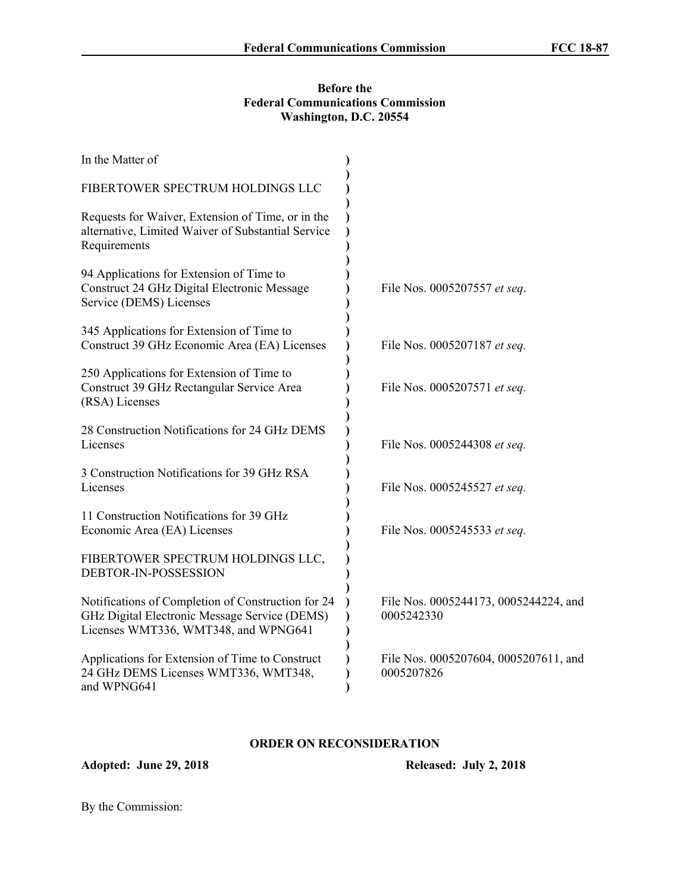**Before the**
**Federal Communications Commission**
**Washington, D.C. 20554**

| | | |
|---|---|---|
| In the Matter of | ) | |
| | ) | |
| FIBERTOWER SPECTRUM HOLDINGS LLC | ) | |
| | ) | |
| Requests for Waiver, Extension of Time, or in the alternative, Limited Waiver of Substantial Service Requirements | ) | |
| | ) | |
| 94 Applications for Extension of Time to Construct 24 GHz Digital Electronic Message Service (DEMS) Licenses | ) | File Nos. 0005207557 *et seq*. |
| | ) | |
| 345 Applications for Extension of Time to Construct 39 GHz Economic Area (EA) Licenses | ) | File Nos. 0005207187 *et seq.* |
| | ) | |
| 250 Applications for Extension of Time to Construct 39 GHz Rectangular Service Area (RSA) Licenses | ) | File Nos. 0005207571 *et seq.* |
| | ) | |
| 28 Construction Notifications for 24 GHz DEMS Licenses | ) | File Nos. 0005244308 *et seq.* |
| | ) | |
| 3 Construction Notifications for 39 GHz RSA Licenses | ) | File Nos. 0005245527 *et seq.* |
| | ) | |
| 11 Construction Notifications for 39 GHz Economic Area (EA) Licenses | ) | File Nos. 0005245533 *et seq.* |
| | ) | |
| FIBERTOWER SPECTRUM HOLDINGS LLC, DEBTOR-IN-POSSESSION | ) | |
| | ) | |
| Notifications of Completion of Construction for 24 GHz Digital Electronic Message Service (DEMS) Licenses WMT336, WMT348, and WPNG641 | ) | File Nos. 0005244173, 0005244224, and 0005242330 |
| | ) | |
| Applications for Extension of Time to Construct 24 GHz DEMS Licenses WMT336, WMT348, and WPNG641 | ) | File Nos. 0005207604, 0005207611, and 0005207826 |

## ORDER ON RECONSIDERATION

**Adopted: June 29, 2018** **Released: July 2, 2018**

By the Commission: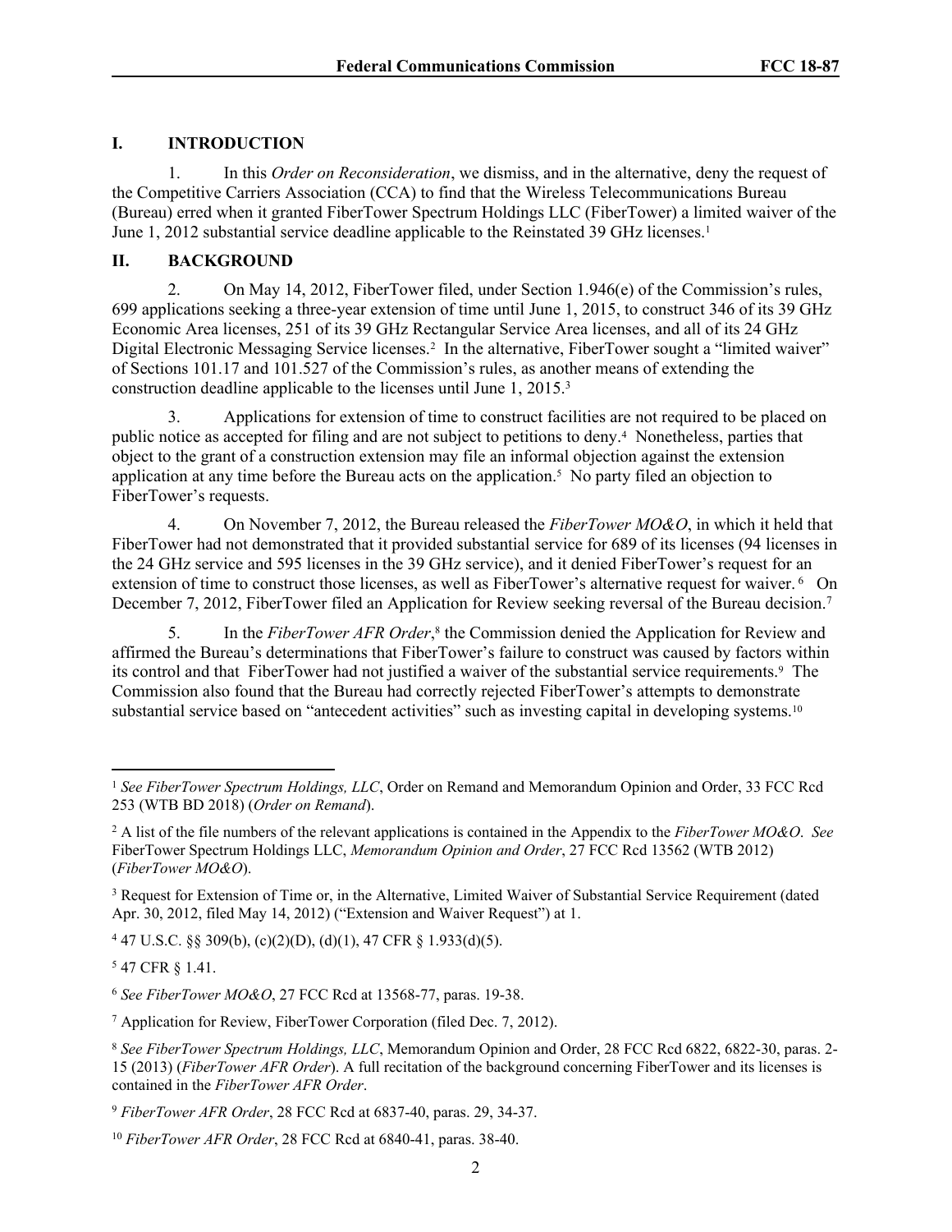## I. INTRODUCTION

1. In this *Order on Reconsideration*, we dismiss, and in the alternative, deny the request of the Competitive Carriers Association (CCA) to find that the Wireless Telecommunications Bureau (Bureau) erred when it granted FiberTower Spectrum Holdings LLC (FiberTower) a limited waiver of the June 1, 2012 substantial service deadline applicable to the Reinstated 39 GHz licenses.[1]

## II. BACKGROUND

2. On May 14, 2012, FiberTower filed, under Section 1.946(e) of the Commission's rules, 699 applications seeking a three-year extension of time until June 1, 2015, to construct 346 of its 39 GHz Economic Area licenses, 251 of its 39 GHz Rectangular Service Area licenses, and all of its 24 GHz Digital Electronic Messaging Service licenses.[2] In the alternative, FiberTower sought a "limited waiver" of Sections 101.17 and 101.527 of the Commission's rules, as another means of extending the construction deadline applicable to the licenses until June 1, 2015.[3]

3. Applications for extension of time to construct facilities are not required to be placed on public notice as accepted for filing and are not subject to petitions to deny.[4] Nonetheless, parties that object to the grant of a construction extension may file an informal objection against the extension application at any time before the Bureau acts on the application.[5] No party filed an objection to FiberTower's requests.

4. On November 7, 2012, the Bureau released the *FiberTower MO&O*, in which it held that FiberTower had not demonstrated that it provided substantial service for 689 of its licenses (94 licenses in the 24 GHz service and 595 licenses in the 39 GHz service), and it denied FiberTower's request for an extension of time to construct those licenses, as well as FiberTower's alternative request for waiver.[6] On December 7, 2012, FiberTower filed an Application for Review seeking reversal of the Bureau decision.[7]

5. In the *FiberTower AFR Order*,[8] the Commission denied the Application for Review and affirmed the Bureau's determinations that FiberTower's failure to construct was caused by factors within its control and that FiberTower had not justified a waiver of the substantial service requirements.[9] The Commission also found that the Bureau had correctly rejected FiberTower's attempts to demonstrate substantial service based on "antecedent activities" such as investing capital in developing systems.[10]

---

[1] *See FiberTower Spectrum Holdings, LLC*, Order on Remand and Memorandum Opinion and Order, 33 FCC Rcd 253 (WTB BD 2018) (*Order on Remand*).

[2] A list of the file numbers of the relevant applications is contained in the Appendix to the *FiberTower MO&O*. *See* FiberTower Spectrum Holdings LLC, *Memorandum Opinion and Order*, 27 FCC Rcd 13562 (WTB 2012) (*FiberTower MO&O*).

[3] Request for Extension of Time or, in the Alternative, Limited Waiver of Substantial Service Requirement (dated Apr. 30, 2012, filed May 14, 2012) ("Extension and Waiver Request") at 1.

[4] 47 U.S.C. §§ 309(b), (c)(2)(D), (d)(1), 47 CFR § 1.933(d)(5).

[5] 47 CFR § 1.41.

[6] *See FiberTower MO&O*, 27 FCC Rcd at 13568-77, paras. 19-38.

[7] Application for Review, FiberTower Corporation (filed Dec. 7, 2012).

[8] *See FiberTower Spectrum Holdings, LLC*, Memorandum Opinion and Order, 28 FCC Rcd 6822, 6822-30, paras. 2-15 (2013) (*FiberTower AFR Order*). A full recitation of the background concerning FiberTower and its licenses is contained in the *FiberTower AFR Order*.

[9] *FiberTower AFR Order*, 28 FCC Rcd at 6837-40, paras. 29, 34-37.

[10] *FiberTower AFR Order*, 28 FCC Rcd at 6840-41, paras. 38-40.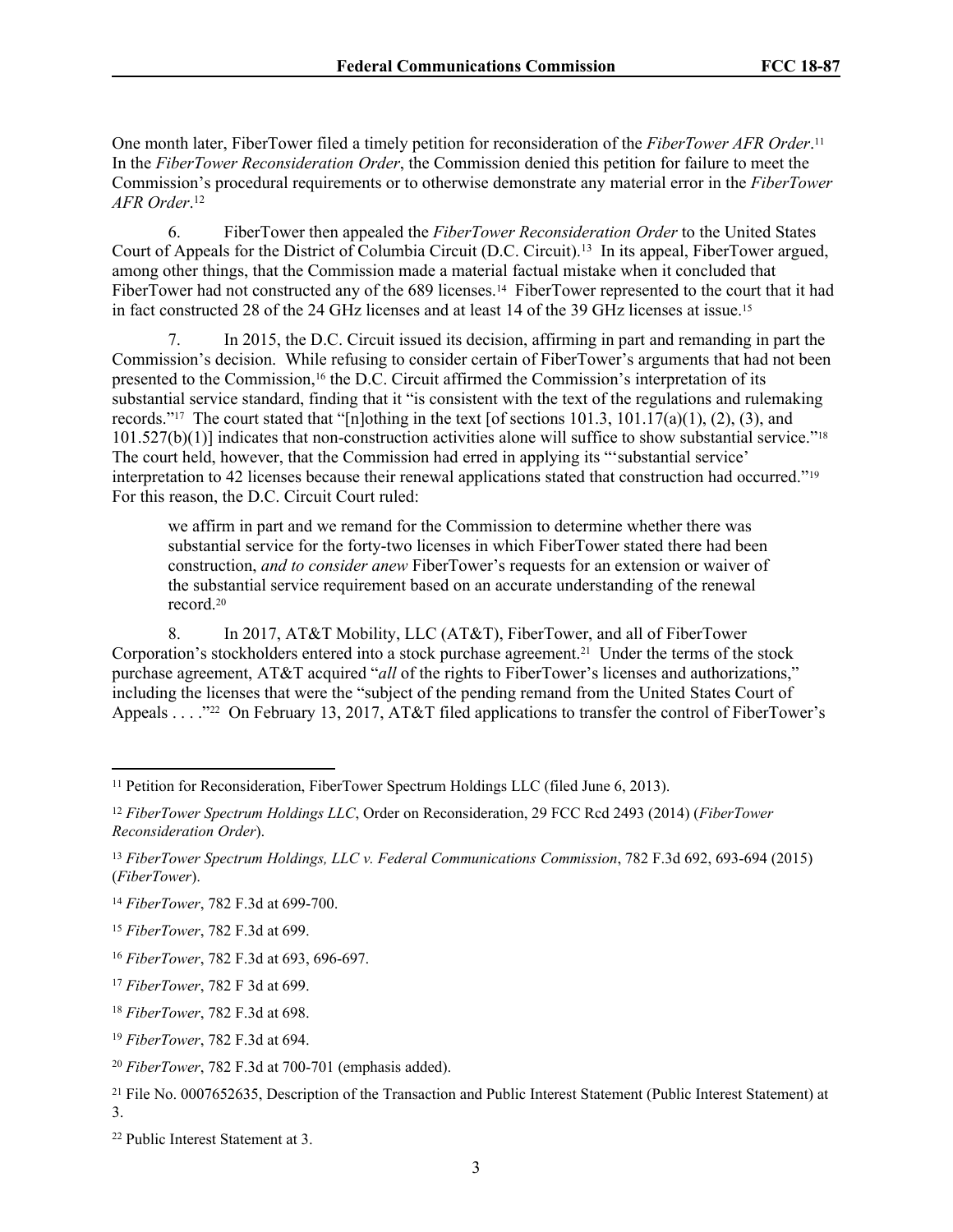One month later, FiberTower filed a timely petition for reconsideration of the *FiberTower AFR Order*.[11] In the *FiberTower Reconsideration Order*, the Commission denied this petition for failure to meet the Commission's procedural requirements or to otherwise demonstrate any material error in the *FiberTower AFR Order*.[12]

6. FiberTower then appealed the *FiberTower Reconsideration Order* to the United States Court of Appeals for the District of Columbia Circuit (D.C. Circuit).[13] In its appeal, FiberTower argued, among other things, that the Commission made a material factual mistake when it concluded that FiberTower had not constructed any of the 689 licenses.[14] FiberTower represented to the court that it had in fact constructed 28 of the 24 GHz licenses and at least 14 of the 39 GHz licenses at issue.[15]

7. In 2015, the D.C. Circuit issued its decision, affirming in part and remanding in part the Commission's decision. While refusing to consider certain of FiberTower's arguments that had not been presented to the Commission,[16] the D.C. Circuit affirmed the Commission's interpretation of its substantial service standard, finding that it "is consistent with the text of the regulations and rulemaking records."[17] The court stated that "[n]othing in the text [of sections 101.3, 101.17(a)(1), (2), (3), and 101.527(b)(1)] indicates that non-construction activities alone will suffice to show substantial service."[18] The court held, however, that the Commission had erred in applying its "'substantial service' interpretation to 42 licenses because their renewal applications stated that construction had occurred."[19] For this reason, the D.C. Circuit Court ruled:

> we affirm in part and we remand for the Commission to determine whether there was substantial service for the forty-two licenses in which FiberTower stated there had been construction, *and to consider anew* FiberTower's requests for an extension or waiver of the substantial service requirement based on an accurate understanding of the renewal record.[20]

8. In 2017, AT&T Mobility, LLC (AT&T), FiberTower, and all of FiberTower Corporation's stockholders entered into a stock purchase agreement.[21] Under the terms of the stock purchase agreement, AT&T acquired "*all* of the rights to FiberTower's licenses and authorizations," including the licenses that were the "subject of the pending remand from the United States Court of Appeals . . . ."[22] On February 13, 2017, AT&T filed applications to transfer the control of FiberTower's

---

[11] Petition for Reconsideration, FiberTower Spectrum Holdings LLC (filed June 6, 2013).

[12] *FiberTower Spectrum Holdings LLC*, Order on Reconsideration, 29 FCC Rcd 2493 (2014) (*FiberTower Reconsideration Order*).

[13] *FiberTower Spectrum Holdings, LLC v. Federal Communications Commission*, 782 F.3d 692, 693-694 (2015) (*FiberTower*).

[14] *FiberTower*, 782 F.3d at 699-700.

[15] *FiberTower*, 782 F.3d at 699.

[16] *FiberTower*, 782 F.3d at 693, 696-697.

[17] *FiberTower*, 782 F 3d at 699.

[18] *FiberTower*, 782 F.3d at 698.

[19] *FiberTower*, 782 F.3d at 694.

[20] *FiberTower*, 782 F.3d at 700-701 (emphasis added).

[21] File No. 0007652635, Description of the Transaction and Public Interest Statement (Public Interest Statement) at 3.

[22] Public Interest Statement at 3.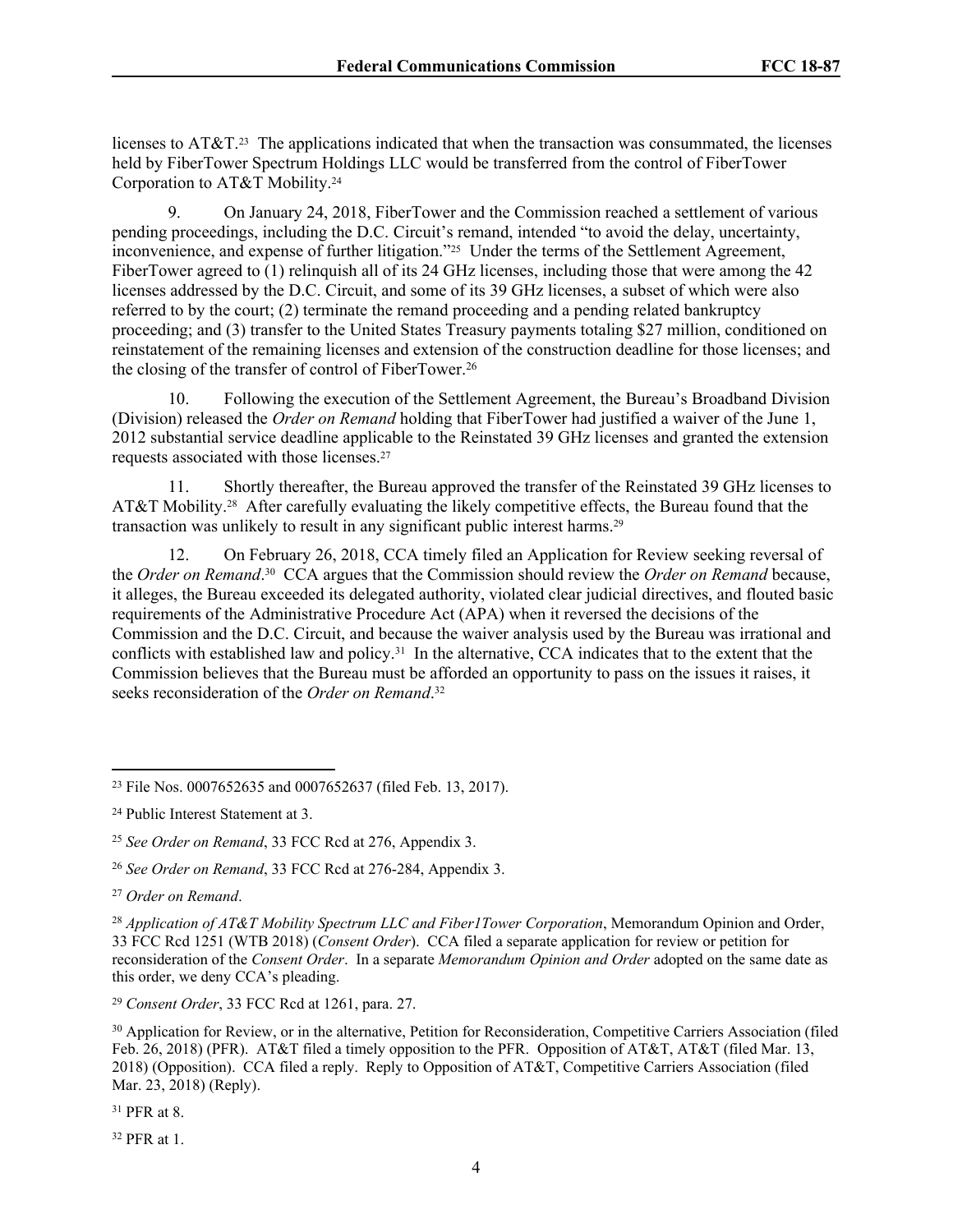licenses to AT&T.[23] The applications indicated that when the transaction was consummated, the licenses held by FiberTower Spectrum Holdings LLC would be transferred from the control of FiberTower Corporation to AT&T Mobility.[24]

9. On January 24, 2018, FiberTower and the Commission reached a settlement of various pending proceedings, including the D.C. Circuit's remand, intended "to avoid the delay, uncertainty, inconvenience, and expense of further litigation."[25] Under the terms of the Settlement Agreement, FiberTower agreed to (1) relinquish all of its 24 GHz licenses, including those that were among the 42 licenses addressed by the D.C. Circuit, and some of its 39 GHz licenses, a subset of which were also referred to by the court; (2) terminate the remand proceeding and a pending related bankruptcy proceeding; and (3) transfer to the United States Treasury payments totaling $27 million, conditioned on reinstatement of the remaining licenses and extension of the construction deadline for those licenses; and the closing of the transfer of control of FiberTower.[26]

10. Following the execution of the Settlement Agreement, the Bureau's Broadband Division (Division) released the *Order on Remand* holding that FiberTower had justified a waiver of the June 1, 2012 substantial service deadline applicable to the Reinstated 39 GHz licenses and granted the extension requests associated with those licenses.[27]

11. Shortly thereafter, the Bureau approved the transfer of the Reinstated 39 GHz licenses to AT&T Mobility.[28] After carefully evaluating the likely competitive effects, the Bureau found that the transaction was unlikely to result in any significant public interest harms.[29]

12. On February 26, 2018, CCA timely filed an Application for Review seeking reversal of the *Order on Remand*.[30] CCA argues that the Commission should review the *Order on Remand* because, it alleges, the Bureau exceeded its delegated authority, violated clear judicial directives, and flouted basic requirements of the Administrative Procedure Act (APA) when it reversed the decisions of the Commission and the D.C. Circuit, and because the waiver analysis used by the Bureau was irrational and conflicts with established law and policy.[31] In the alternative, CCA indicates that to the extent that the Commission believes that the Bureau must be afforded an opportunity to pass on the issues it raises, it seeks reconsideration of the *Order on Remand*.[32]

---

[23] File Nos. 0007652635 and 0007652637 (filed Feb. 13, 2017).

[24] Public Interest Statement at 3.

[25] *See Order on Remand*, 33 FCC Rcd at 276, Appendix 3.

[26] *See Order on Remand*, 33 FCC Rcd at 276-284, Appendix 3.

[27] *Order on Remand*.

[28] *Application of AT&T Mobility Spectrum LLC and Fiber1Tower Corporation*, Memorandum Opinion and Order, 33 FCC Rcd 1251 (WTB 2018) (*Consent Order*). CCA filed a separate application for review or petition for reconsideration of the *Consent Order*. In a separate *Memorandum Opinion and Order* adopted on the same date as this order, we deny CCA's pleading.

[29] *Consent Order*, 33 FCC Rcd at 1261, para. 27.

[30] Application for Review, or in the alternative, Petition for Reconsideration, Competitive Carriers Association (filed Feb. 26, 2018) (PFR). AT&T filed a timely opposition to the PFR. Opposition of AT&T, AT&T (filed Mar. 13, 2018) (Opposition). CCA filed a reply. Reply to Opposition of AT&T, Competitive Carriers Association (filed Mar. 23, 2018) (Reply).

[31] PFR at 8.

[32] PFR at 1.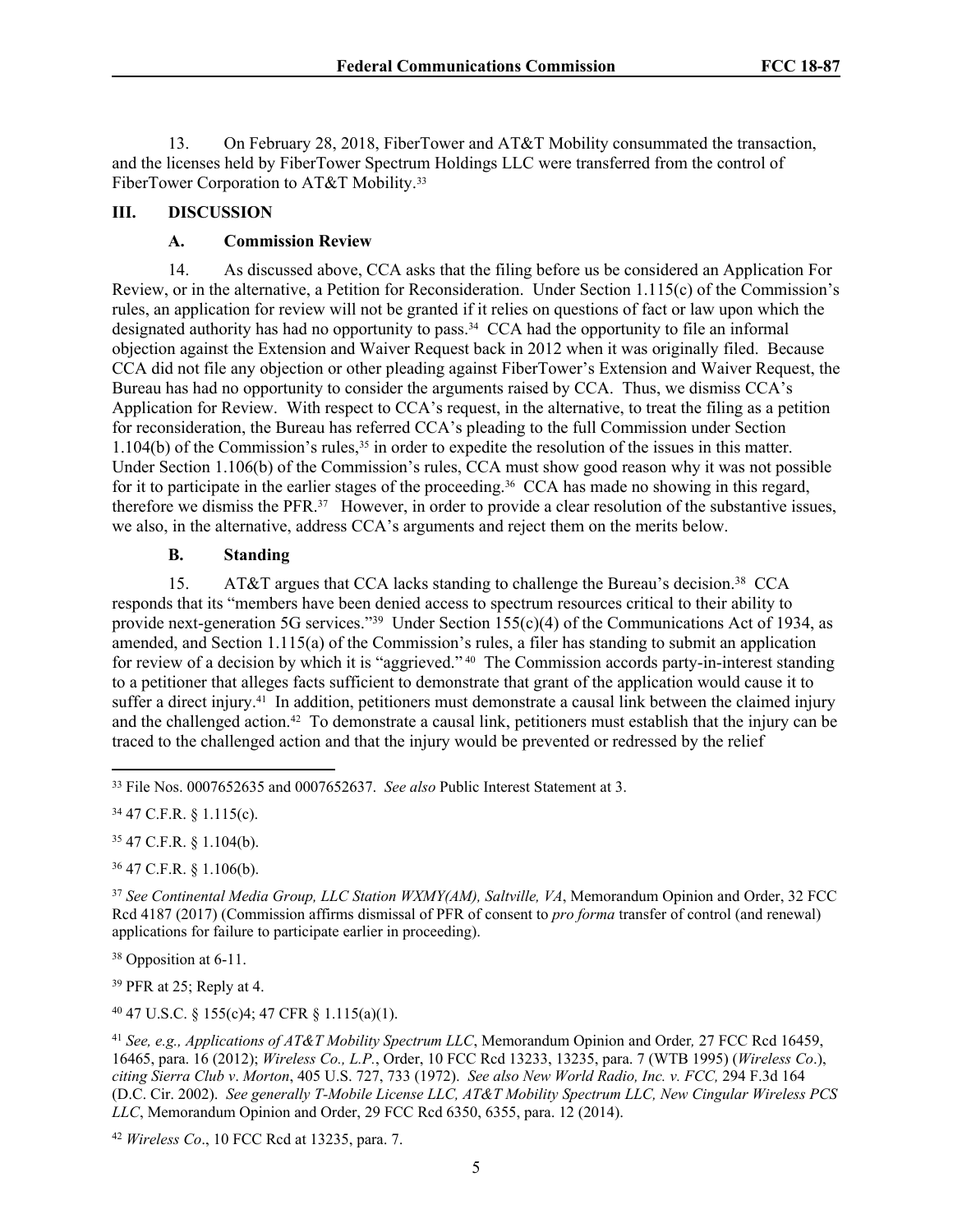13. On February 28, 2018, FiberTower and AT&T Mobility consummated the transaction, and the licenses held by FiberTower Spectrum Holdings LLC were transferred from the control of FiberTower Corporation to AT&T Mobility.[33]

## III. DISCUSSION

### A. Commission Review

14. As discussed above, CCA asks that the filing before us be considered an Application For Review, or in the alternative, a Petition for Reconsideration. Under Section 1.115(c) of the Commission's rules, an application for review will not be granted if it relies on questions of fact or law upon which the designated authority has had no opportunity to pass.[34] CCA had the opportunity to file an informal objection against the Extension and Waiver Request back in 2012 when it was originally filed. Because CCA did not file any objection or other pleading against FiberTower's Extension and Waiver Request, the Bureau has had no opportunity to consider the arguments raised by CCA. Thus, we dismiss CCA's Application for Review. With respect to CCA's request, in the alternative, to treat the filing as a petition for reconsideration, the Bureau has referred CCA's pleading to the full Commission under Section 1.104(b) of the Commission's rules,[35] in order to expedite the resolution of the issues in this matter. Under Section 1.106(b) of the Commission's rules, CCA must show good reason why it was not possible for it to participate in the earlier stages of the proceeding.[36] CCA has made no showing in this regard, therefore we dismiss the PFR.[37] However, in order to provide a clear resolution of the substantive issues, we also, in the alternative, address CCA's arguments and reject them on the merits below.

### B. Standing

15. AT&T argues that CCA lacks standing to challenge the Bureau's decision.[38] CCA responds that its "members have been denied access to spectrum resources critical to their ability to provide next-generation 5G services."[39] Under Section 155(c)(4) of the Communications Act of 1934, as amended, and Section 1.115(a) of the Commission's rules, a filer has standing to submit an application for review of a decision by which it is "aggrieved."[40] The Commission accords party-in-interest standing to a petitioner that alleges facts sufficient to demonstrate that grant of the application would cause it to suffer a direct injury.[41] In addition, petitioners must demonstrate a causal link between the claimed injury and the challenged action.[42] To demonstrate a causal link, petitioners must establish that the injury can be traced to the challenged action and that the injury would be prevented or redressed by the relief

---

[33] File Nos. 0007652635 and 0007652637. *See also* Public Interest Statement at 3.

[34] 47 C.F.R. § 1.115(c).

[35] 47 C.F.R. § 1.104(b).

[36] 47 C.F.R. § 1.106(b).

[37] *See Continental Media Group, LLC Station WXMY(AM), Saltville, VA*, Memorandum Opinion and Order, 32 FCC Rcd 4187 (2017) (Commission affirms dismissal of PFR of consent to *pro forma* transfer of control (and renewal) applications for failure to participate earlier in proceeding).

[38] Opposition at 6-11.

[39] PFR at 25; Reply at 4.

[40] 47 U.S.C. § 155(c)4; 47 CFR § 1.115(a)(1).

[41] *See, e.g., Applications of AT&T Mobility Spectrum LLC*, Memorandum Opinion and Order*,* 27 FCC Rcd 16459, 16465, para. 16 (2012); *Wireless Co., L.P.*, Order, 10 FCC Rcd 13233, 13235, para. 7 (WTB 1995) (*Wireless Co*.), *citing Sierra Club v. Morton*, 405 U.S. 727, 733 (1972). *See also New World Radio, Inc. v. FCC,* 294 F.3d 164 (D.C. Cir. 2002). *See generally T-Mobile License LLC, AT&T Mobility Spectrum LLC, New Cingular Wireless PCS LLC*, Memorandum Opinion and Order, 29 FCC Rcd 6350, 6355, para. 12 (2014).

[42] *Wireless Co*., 10 FCC Rcd at 13235, para. 7.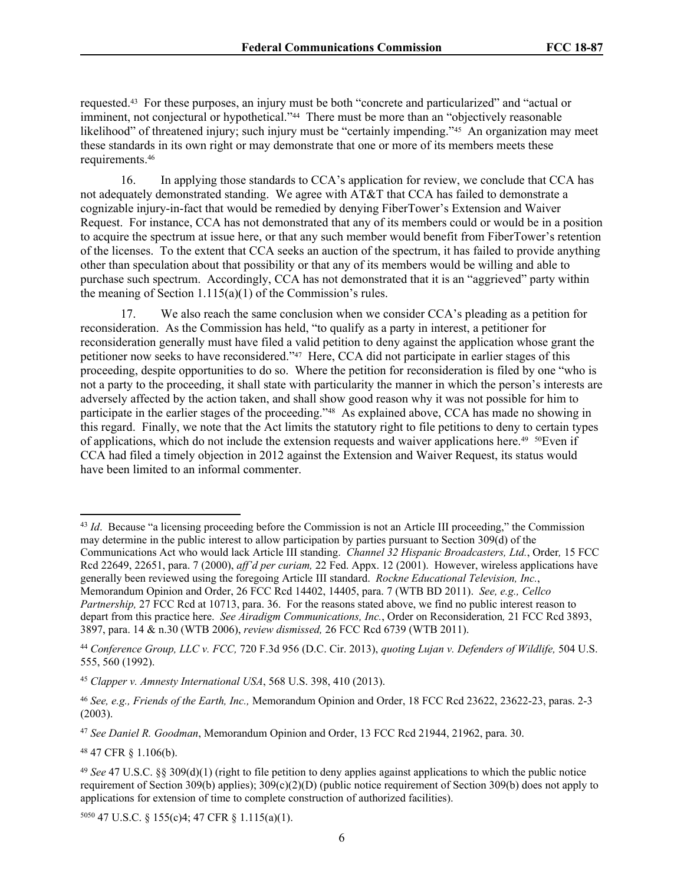requested.[43] For these purposes, an injury must be both "concrete and particularized" and "actual or imminent, not conjectural or hypothetical."[44] There must be more than an "objectively reasonable likelihood" of threatened injury; such injury must be "certainly impending."[45] An organization may meet these standards in its own right or may demonstrate that one or more of its members meets these requirements.[46]

16. In applying those standards to CCA's application for review, we conclude that CCA has not adequately demonstrated standing. We agree with AT&T that CCA has failed to demonstrate a cognizable injury-in-fact that would be remedied by denying FiberTower's Extension and Waiver Request. For instance, CCA has not demonstrated that any of its members could or would be in a position to acquire the spectrum at issue here, or that any such member would benefit from FiberTower's retention of the licenses. To the extent that CCA seeks an auction of the spectrum, it has failed to provide anything other than speculation about that possibility or that any of its members would be willing and able to purchase such spectrum. Accordingly, CCA has not demonstrated that it is an "aggrieved" party within the meaning of Section 1.115(a)(1) of the Commission's rules.

17. We also reach the same conclusion when we consider CCA's pleading as a petition for reconsideration. As the Commission has held, "to qualify as a party in interest, a petitioner for reconsideration generally must have filed a valid petition to deny against the application whose grant the petitioner now seeks to have reconsidered."[47] Here, CCA did not participate in earlier stages of this proceeding, despite opportunities to do so. Where the petition for reconsideration is filed by one "who is not a party to the proceeding, it shall state with particularity the manner in which the person's interests are adversely affected by the action taken, and shall show good reason why it was not possible for him to participate in the earlier stages of the proceeding."[48] As explained above, CCA has made no showing in this regard. Finally, we note that the Act limits the statutory right to file petitions to deny to certain types of applications, which do not include the extension requests and waiver applications here.[49] [50]Even if CCA had filed a timely objection in 2012 against the Extension and Waiver Request, its status would have been limited to an informal commenter.

---

[43] *Id*. Because "a licensing proceeding before the Commission is not an Article III proceeding," the Commission may determine in the public interest to allow participation by parties pursuant to Section 309(d) of the Communications Act who would lack Article III standing. *Channel 32 Hispanic Broadcasters, Ltd.*, Order*,* 15 FCC Rcd 22649, 22651, para. 7 (2000), *aff'd per curiam,* 22 Fed. Appx. 12 (2001). However, wireless applications have generally been reviewed using the foregoing Article III standard. *Rockne Educational Television, Inc.*, Memorandum Opinion and Order, 26 FCC Rcd 14402, 14405, para. 7 (WTB BD 2011). *See, e.g., Cellco Partnership,* 27 FCC Rcd at 10713, para. 36. For the reasons stated above, we find no public interest reason to depart from this practice here. *See Airadigm Communications, Inc.*, Order on Reconsideration*,* 21 FCC Rcd 3893, 3897, para. 14 & n.30 (WTB 2006), *review dismissed,* 26 FCC Rcd 6739 (WTB 2011).

[44] *Conference Group, LLC v. FCC,* 720 F.3d 956 (D.C. Cir. 2013), *quoting Lujan v. Defenders of Wildlife,* 504 U.S. 555, 560 (1992).

[45] *Clapper v. Amnesty International USA*, 568 U.S. 398, 410 (2013).

[46] *See, e.g., Friends of the Earth, Inc.,* Memorandum Opinion and Order, 18 FCC Rcd 23622, 23622-23, paras. 2-3 (2003).

[47] *See Daniel R. Goodman*, Memorandum Opinion and Order, 13 FCC Rcd 21944, 21962, para. 30.

[48] 47 CFR § 1.106(b).

[49] *See* 47 U.S.C. §§ 309(d)(1) (right to file petition to deny applies against applications to which the public notice requirement of Section 309(b) applies); 309(c)(2)(D) (public notice requirement of Section 309(b) does not apply to applications for extension of time to complete construction of authorized facilities).

[50][50] 47 U.S.C. § 155(c)4; 47 CFR § 1.115(a)(1).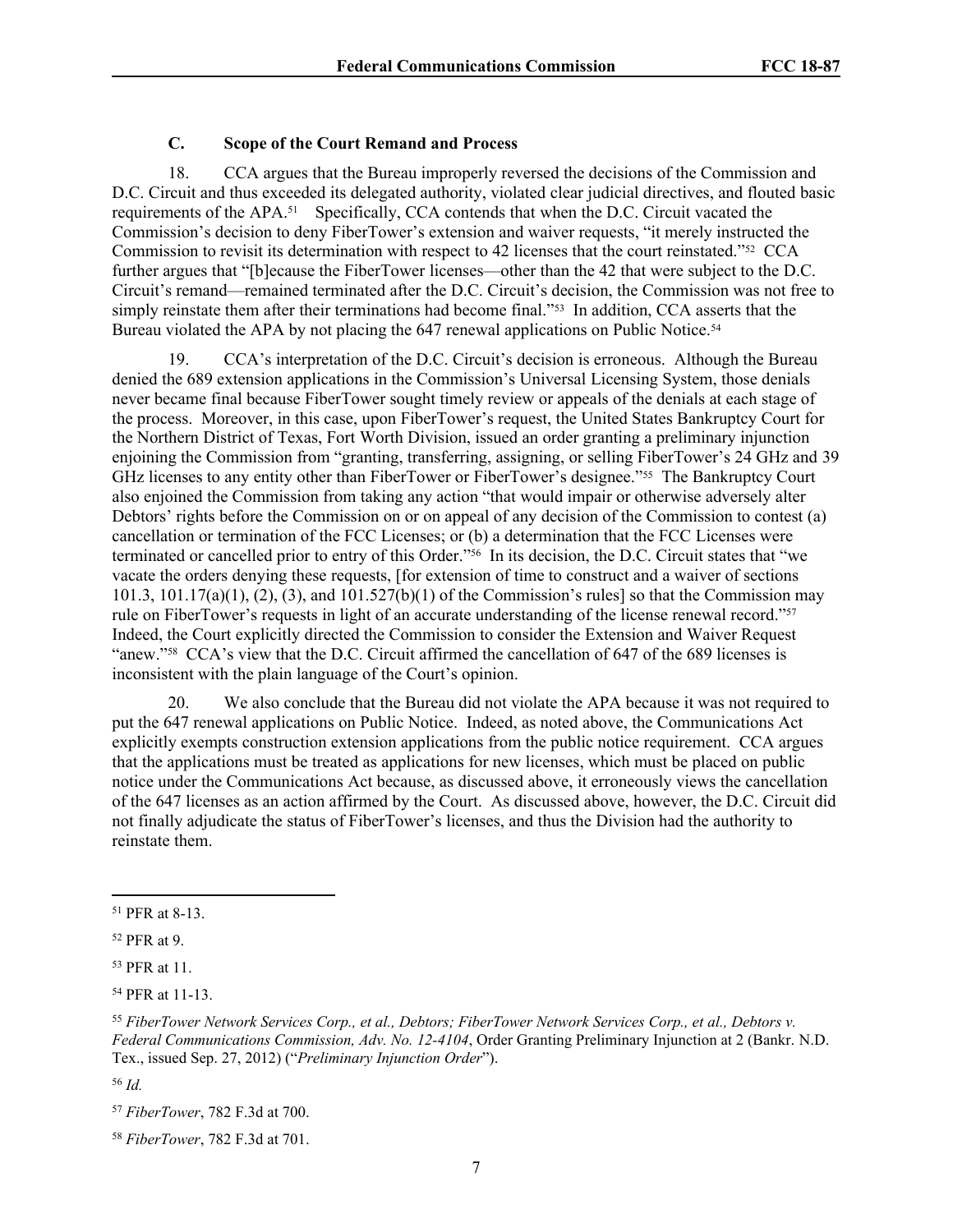### C. Scope of the Court Remand and Process

18. CCA argues that the Bureau improperly reversed the decisions of the Commission and D.C. Circuit and thus exceeded its delegated authority, violated clear judicial directives, and flouted basic requirements of the APA.[51] Specifically, CCA contends that when the D.C. Circuit vacated the Commission's decision to deny FiberTower's extension and waiver requests, "it merely instructed the Commission to revisit its determination with respect to 42 licenses that the court reinstated."[52] CCA further argues that "[b]ecause the FiberTower licenses—other than the 42 that were subject to the D.C. Circuit's remand—remained terminated after the D.C. Circuit's decision, the Commission was not free to simply reinstate them after their terminations had become final."[53] In addition, CCA asserts that the Bureau violated the APA by not placing the 647 renewal applications on Public Notice.[54]

19. CCA's interpretation of the D.C. Circuit's decision is erroneous. Although the Bureau denied the 689 extension applications in the Commission's Universal Licensing System, those denials never became final because FiberTower sought timely review or appeals of the denials at each stage of the process. Moreover, in this case, upon FiberTower's request, the United States Bankruptcy Court for the Northern District of Texas, Fort Worth Division, issued an order granting a preliminary injunction enjoining the Commission from "granting, transferring, assigning, or selling FiberTower's 24 GHz and 39 GHz licenses to any entity other than FiberTower or FiberTower's designee."[55] The Bankruptcy Court also enjoined the Commission from taking any action "that would impair or otherwise adversely alter Debtors' rights before the Commission on or on appeal of any decision of the Commission to contest (a) cancellation or termination of the FCC Licenses; or (b) a determination that the FCC Licenses were terminated or cancelled prior to entry of this Order."[56] In its decision, the D.C. Circuit states that "we vacate the orders denying these requests, [for extension of time to construct and a waiver of sections 101.3, 101.17(a)(1), (2), (3), and 101.527(b)(1) of the Commission's rules] so that the Commission may rule on FiberTower's requests in light of an accurate understanding of the license renewal record."[57] Indeed, the Court explicitly directed the Commission to consider the Extension and Waiver Request "anew."[58] CCA's view that the D.C. Circuit affirmed the cancellation of 647 of the 689 licenses is inconsistent with the plain language of the Court's opinion.

20. We also conclude that the Bureau did not violate the APA because it was not required to put the 647 renewal applications on Public Notice. Indeed, as noted above, the Communications Act explicitly exempts construction extension applications from the public notice requirement. CCA argues that the applications must be treated as applications for new licenses, which must be placed on public notice under the Communications Act because, as discussed above, it erroneously views the cancellation of the 647 licenses as an action affirmed by the Court. As discussed above, however, the D.C. Circuit did not finally adjudicate the status of FiberTower's licenses, and thus the Division had the authority to reinstate them.

---

[51] PFR at 8-13.

[52] PFR at 9.

[53] PFR at 11.

[54] PFR at 11-13.

[55] *FiberTower Network Services Corp., et al., Debtors; FiberTower Network Services Corp., et al., Debtors v. Federal Communications Commission, Adv. No. 12-4104*, Order Granting Preliminary Injunction at 2 (Bankr. N.D. Tex., issued Sep. 27, 2012) ("*Preliminary Injunction Order*").

[56] *Id.*

[57] *FiberTower*, 782 F.3d at 700.

[58] *FiberTower*, 782 F.3d at 701.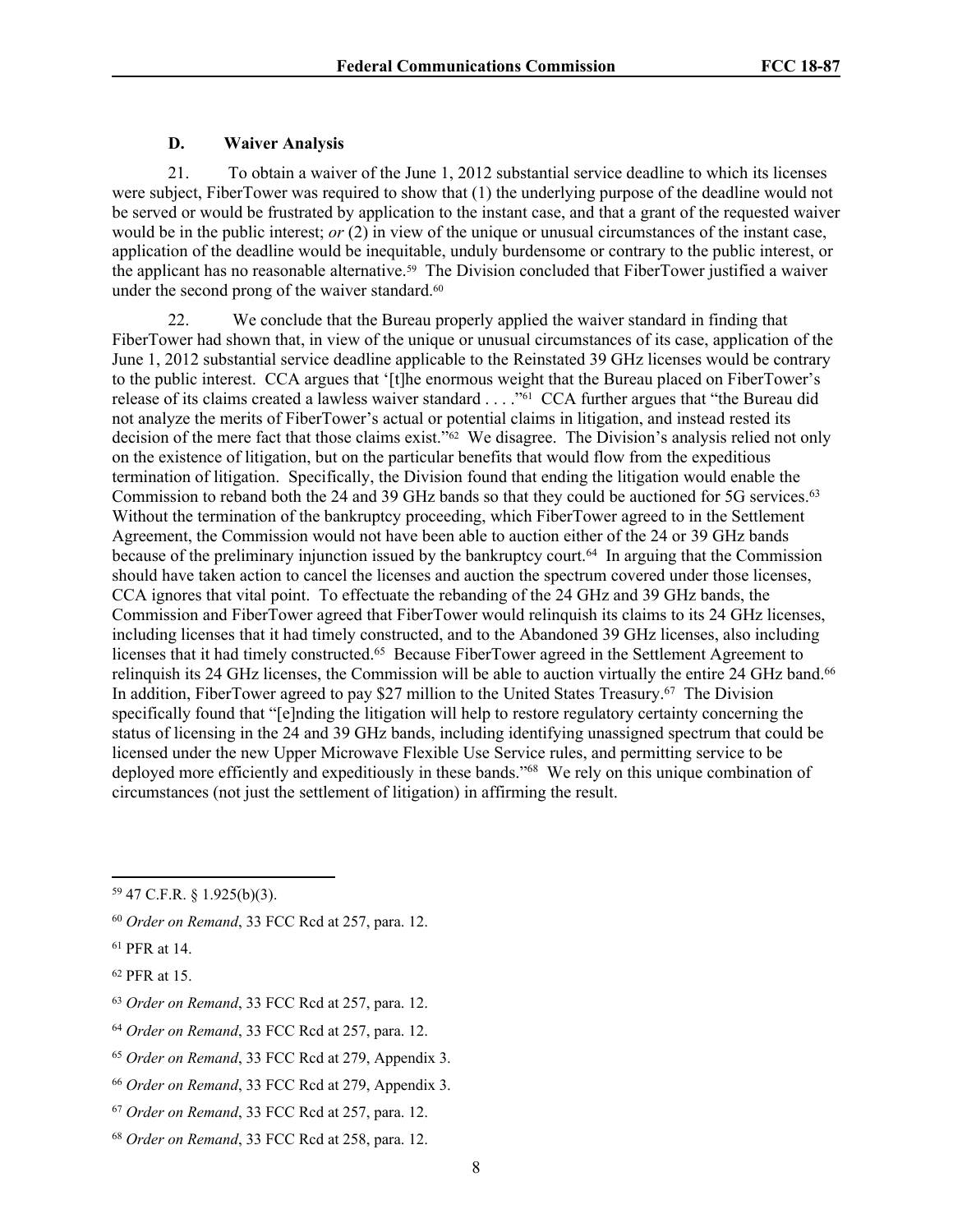### D. Waiver Analysis

21. To obtain a waiver of the June 1, 2012 substantial service deadline to which its licenses were subject, FiberTower was required to show that (1) the underlying purpose of the deadline would not be served or would be frustrated by application to the instant case, and that a grant of the requested waiver would be in the public interest; *or* (2) in view of the unique or unusual circumstances of the instant case, application of the deadline would be inequitable, unduly burdensome or contrary to the public interest, or the applicant has no reasonable alternative.[59] The Division concluded that FiberTower justified a waiver under the second prong of the waiver standard.[60]

22. We conclude that the Bureau properly applied the waiver standard in finding that FiberTower had shown that, in view of the unique or unusual circumstances of its case, application of the June 1, 2012 substantial service deadline applicable to the Reinstated 39 GHz licenses would be contrary to the public interest. CCA argues that '[t]he enormous weight that the Bureau placed on FiberTower's release of its claims created a lawless waiver standard . . . ."[61] CCA further argues that "the Bureau did not analyze the merits of FiberTower's actual or potential claims in litigation, and instead rested its decision of the mere fact that those claims exist."[62] We disagree. The Division's analysis relied not only on the existence of litigation, but on the particular benefits that would flow from the expeditious termination of litigation. Specifically, the Division found that ending the litigation would enable the Commission to reband both the 24 and 39 GHz bands so that they could be auctioned for 5G services.[63] Without the termination of the bankruptcy proceeding, which FiberTower agreed to in the Settlement Agreement, the Commission would not have been able to auction either of the 24 or 39 GHz bands because of the preliminary injunction issued by the bankruptcy court.[64] In arguing that the Commission should have taken action to cancel the licenses and auction the spectrum covered under those licenses, CCA ignores that vital point. To effectuate the rebanding of the 24 GHz and 39 GHz bands, the Commission and FiberTower agreed that FiberTower would relinquish its claims to its 24 GHz licenses, including licenses that it had timely constructed, and to the Abandoned 39 GHz licenses, also including licenses that it had timely constructed.[65] Because FiberTower agreed in the Settlement Agreement to relinquish its 24 GHz licenses, the Commission will be able to auction virtually the entire 24 GHz band.[66] In addition, FiberTower agreed to pay $27 million to the United States Treasury.[67] The Division specifically found that "[e]nding the litigation will help to restore regulatory certainty concerning the status of licensing in the 24 and 39 GHz bands, including identifying unassigned spectrum that could be licensed under the new Upper Microwave Flexible Use Service rules, and permitting service to be deployed more efficiently and expeditiously in these bands."[68] We rely on this unique combination of circumstances (not just the settlement of litigation) in affirming the result.

---

[59] 47 C.F.R. § 1.925(b)(3).

[60] *Order on Remand*, 33 FCC Rcd at 257, para. 12.

[61] PFR at 14.

[62] PFR at 15.

[63] *Order on Remand*, 33 FCC Rcd at 257, para. 12.

[64] *Order on Remand*, 33 FCC Rcd at 257, para. 12.

[65] *Order on Remand*, 33 FCC Rcd at 279, Appendix 3.

[66] *Order on Remand*, 33 FCC Rcd at 279, Appendix 3.

[67] *Order on Remand*, 33 FCC Rcd at 257, para. 12.

[68] *Order on Remand*, 33 FCC Rcd at 258, para. 12.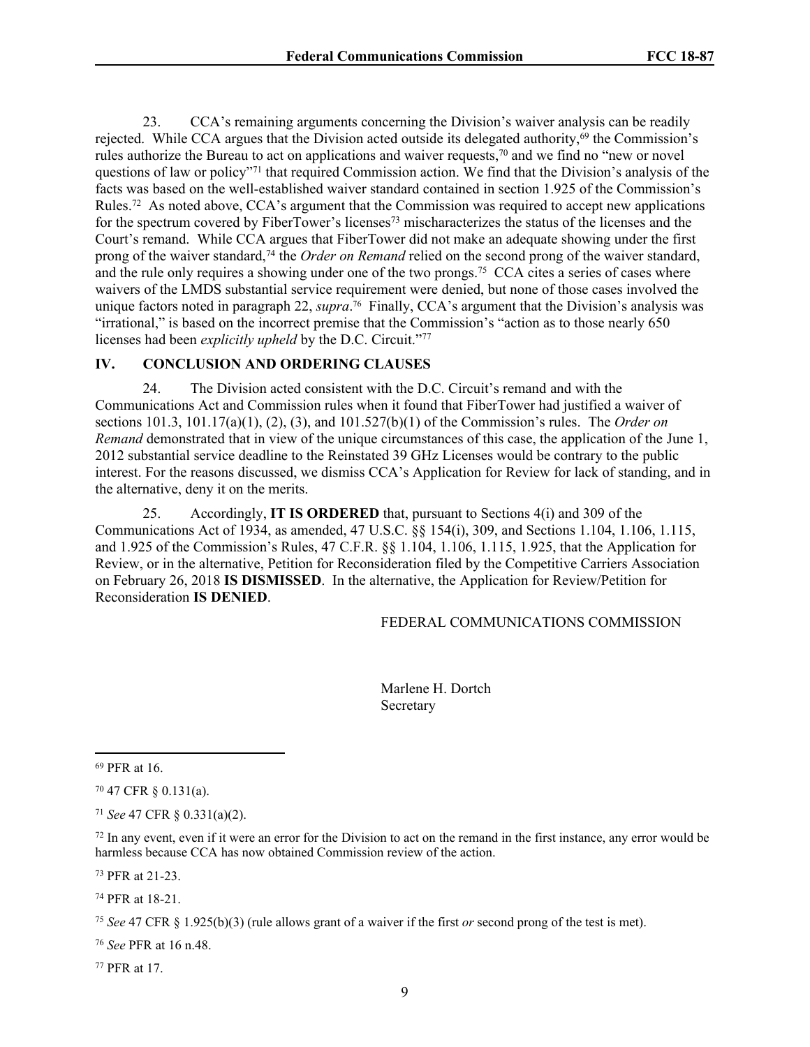23. CCA's remaining arguments concerning the Division's waiver analysis can be readily rejected. While CCA argues that the Division acted outside its delegated authority,[69] the Commission's rules authorize the Bureau to act on applications and waiver requests,[70] and we find no "new or novel questions of law or policy"[71] that required Commission action. We find that the Division's analysis of the facts was based on the well-established waiver standard contained in section 1.925 of the Commission's Rules.[72] As noted above, CCA's argument that the Commission was required to accept new applications for the spectrum covered by FiberTower's licenses[73] mischaracterizes the status of the licenses and the Court's remand. While CCA argues that FiberTower did not make an adequate showing under the first prong of the waiver standard,[74] the *Order on Remand* relied on the second prong of the waiver standard, and the rule only requires a showing under one of the two prongs.[75] CCA cites a series of cases where waivers of the LMDS substantial service requirement were denied, but none of those cases involved the unique factors noted in paragraph 22, *supra*.[76] Finally, CCA's argument that the Division's analysis was "irrational," is based on the incorrect premise that the Commission's "action as to those nearly 650 licenses had been *explicitly upheld* by the D.C. Circuit."[77]

## IV. CONCLUSION AND ORDERING CLAUSES

24. The Division acted consistent with the D.C. Circuit's remand and with the Communications Act and Commission rules when it found that FiberTower had justified a waiver of sections 101.3, 101.17(a)(1), (2), (3), and 101.527(b)(1) of the Commission's rules. The *Order on Remand* demonstrated that in view of the unique circumstances of this case, the application of the June 1, 2012 substantial service deadline to the Reinstated 39 GHz Licenses would be contrary to the public interest. For the reasons discussed, we dismiss CCA's Application for Review for lack of standing, and in the alternative, deny it on the merits.

25. Accordingly, **IT IS ORDERED** that, pursuant to Sections 4(i) and 309 of the Communications Act of 1934, as amended, 47 U.S.C. §§ 154(i), 309, and Sections 1.104, 1.106, 1.115, and 1.925 of the Commission's Rules, 47 C.F.R. §§ 1.104, 1.106, 1.115, 1.925, that the Application for Review, or in the alternative, Petition for Reconsideration filed by the Competitive Carriers Association on February 26, 2018 **IS DISMISSED**. In the alternative, the Application for Review/Petition for Reconsideration **IS DENIED**.

FEDERAL COMMUNICATIONS COMMISSION

Marlene H. Dortch
Secretary

---

[69] PFR at 16.

[70] 47 CFR § 0.131(a).

[71] *See* 47 CFR § 0.331(a)(2).

[72] In any event, even if it were an error for the Division to act on the remand in the first instance, any error would be harmless because CCA has now obtained Commission review of the action.

[73] PFR at 21-23.

[74] PFR at 18-21.

[75] *See* 47 CFR § 1.925(b)(3) (rule allows grant of a waiver if the first *or* second prong of the test is met).

[76] *See* PFR at 16 n.48.

[77] PFR at 17.